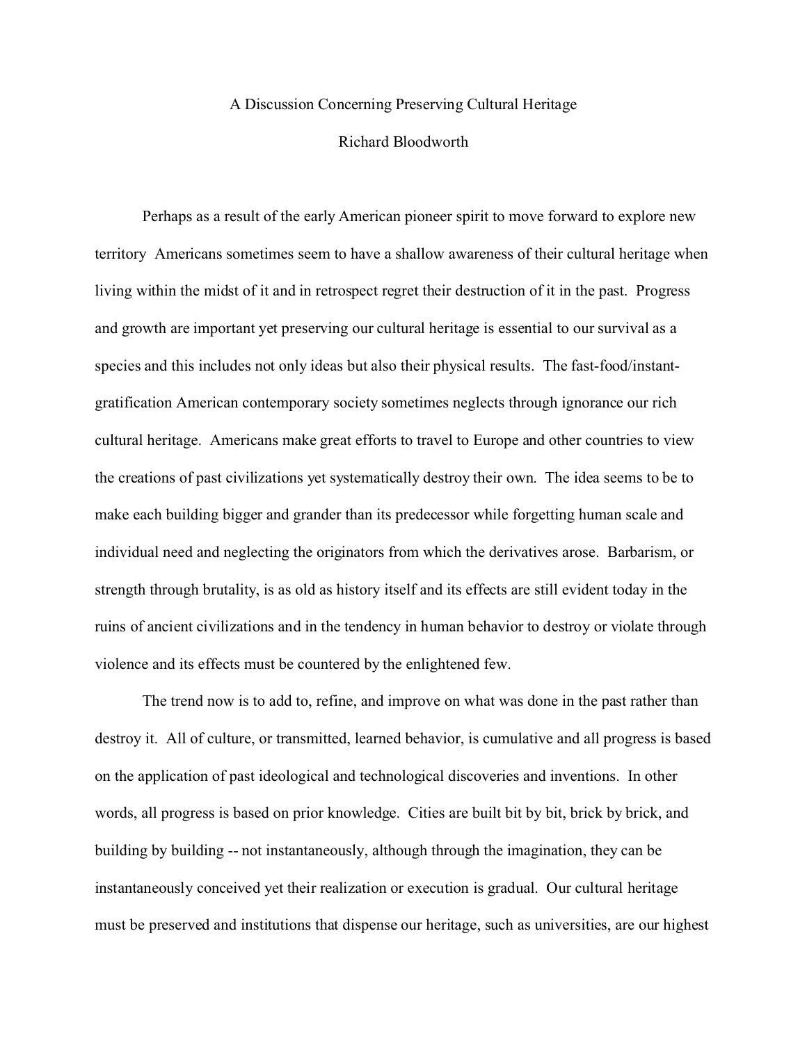# A Discussion Concerning Preserving Cultural Heritage

Richard Bloodworth

Perhaps as a result of the early American pioneer spirit to move forward to explore new territory  Americans sometimes seem to have a shallow awareness of their cultural heritage when living within the midst of it and in retrospect regret their destruction of it in the past.  Progress and growth are important yet preserving our cultural heritage is essential to our survival as a species and this includes not only ideas but also their physical results.  The fast-food/instant-gratification American contemporary society sometimes neglects through ignorance our rich cultural heritage.  Americans make great efforts to travel to Europe and other countries to view the creations of past civilizations yet systematically destroy their own.  The idea seems to be to make each building bigger and grander than its predecessor while forgetting human scale and individual need and neglecting the originators from which the derivatives arose.  Barbarism, or strength through brutality, is as old as history itself and its effects are still evident today in the ruins of ancient civilizations and in the tendency in human behavior to destroy or violate through violence and its effects must be countered by the enlightened few.

The trend now is to add to, refine, and improve on what was done in the past rather than destroy it.  All of culture, or transmitted, learned behavior, is cumulative and all progress is based on the application of past ideological and technological discoveries and inventions.  In other words, all progress is based on prior knowledge.  Cities are built bit by bit, brick by brick, and building by building -- not instantaneously, although through the imagination, they can be instantaneously conceived yet their realization or execution is gradual.  Our cultural heritage must be preserved and institutions that dispense our heritage, such as universities, are our highest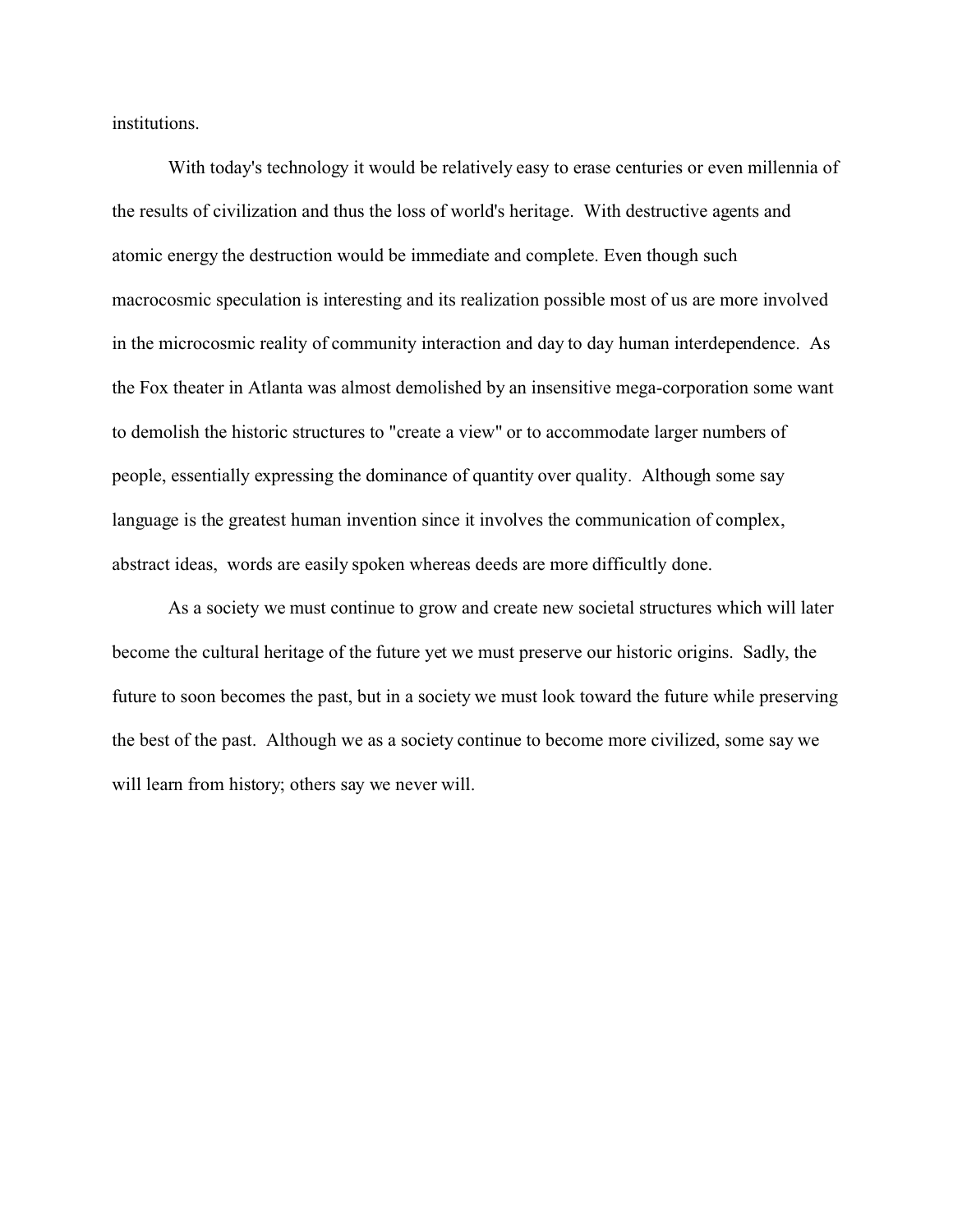institutions.

With today's technology it would be relatively easy to erase centuries or even millennia of the results of civilization and thus the loss of world's heritage. With destructive agents and atomic energy the destruction would be immediate and complete. Even though such macrocosmic speculation is interesting and its realization possible most of us are more involved in the microcosmic reality of community interaction and day to day human interdependence. As the Fox theater in Atlanta was almost demolished by an insensitive mega-corporation some want to demolish the historic structures to "create a view" or to accommodate larger numbers of people, essentially expressing the dominance of quantity over quality. Although some say language is the greatest human invention since it involves the communication of complex, abstract ideas, words are easily spoken whereas deeds are more difficultly done.

As a society we must continue to grow and create new societal structures which will later become the cultural heritage of the future yet we must preserve our historic origins. Sadly, the future to soon becomes the past, but in a society we must look toward the future while preserving the best of the past. Although we as a society continue to become more civilized, some say we will learn from history; others say we never will.